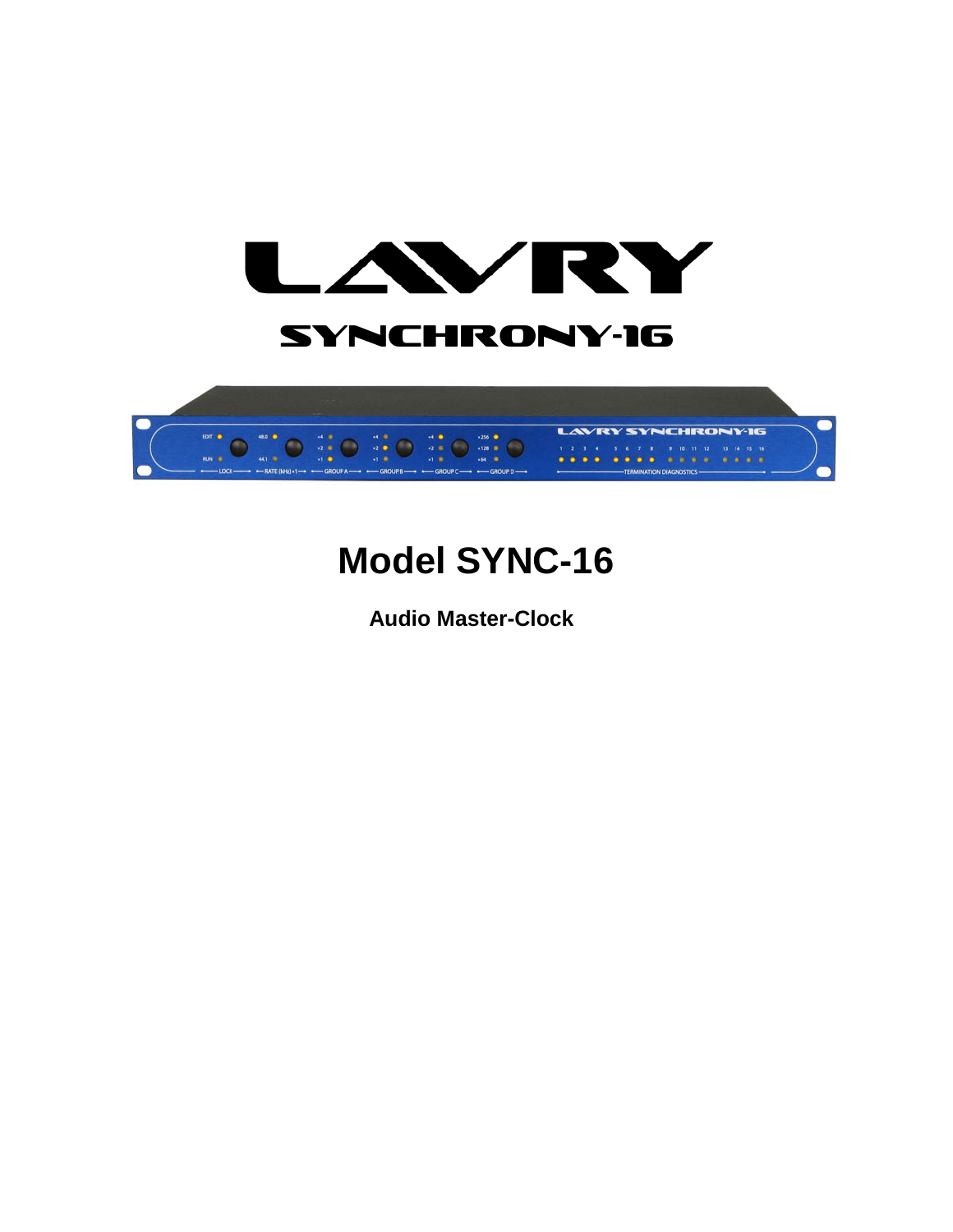# LAVRY

## SYNCHRONY-16

# Model SYNC-16

**Audio Master-Clock**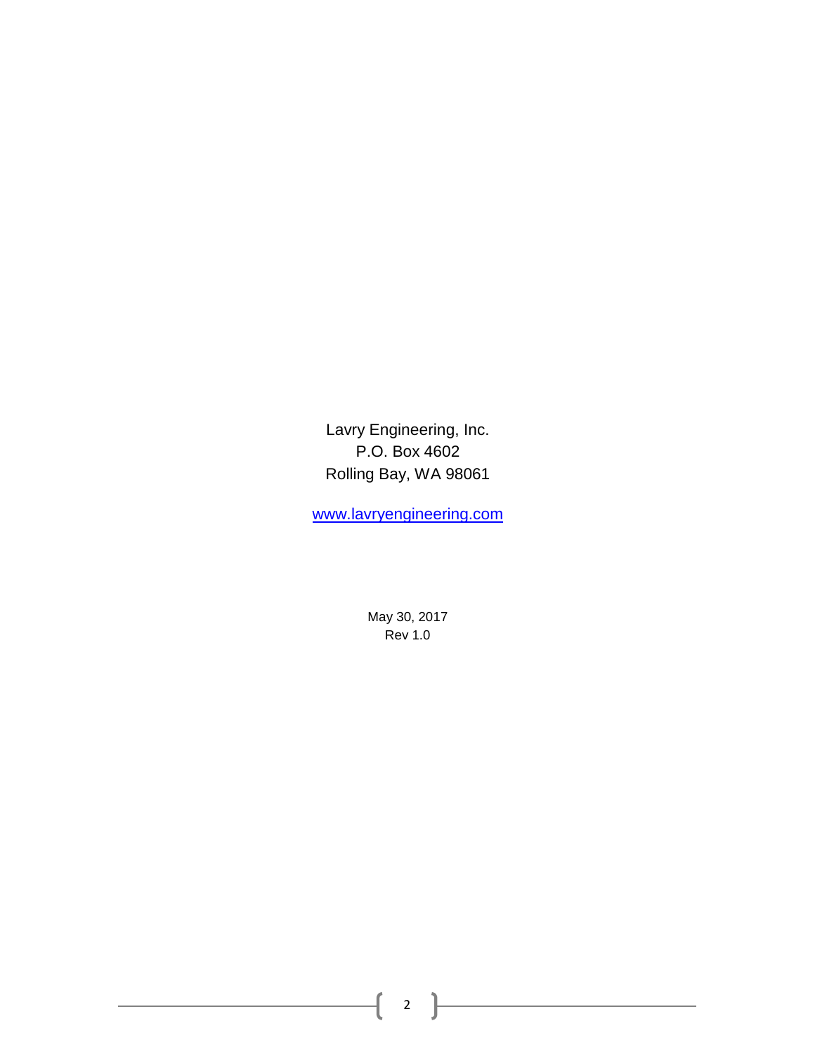Lavry Engineering, Inc.
P.O. Box 4602
Rolling Bay, WA 98061

[www.lavryengineering.com](http://www.lavryengineering.com)

May 30, 2017
Rev 1.0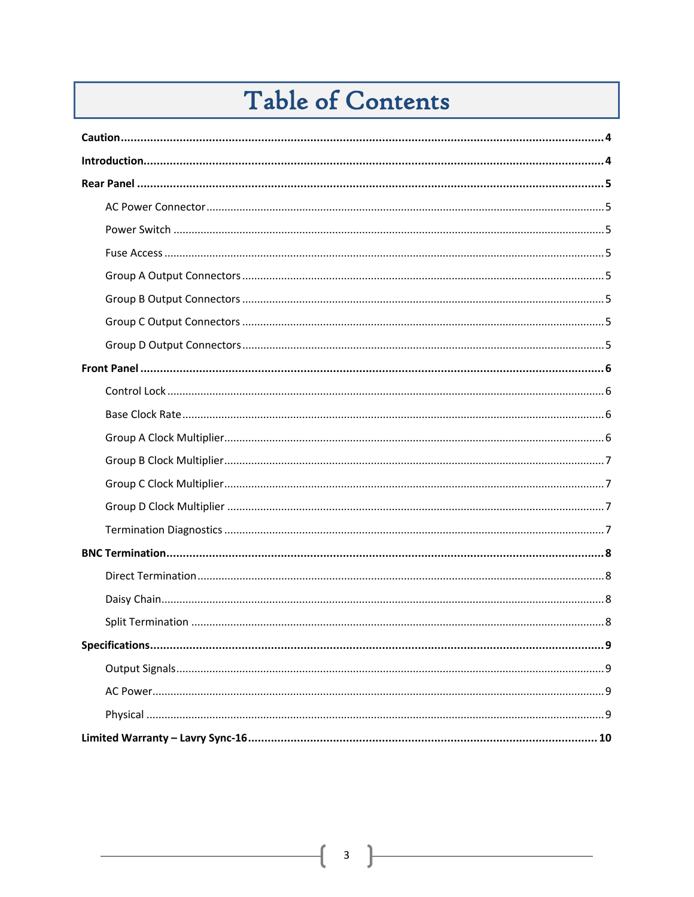# Table of Contents

**Caution** .......... **4**

**Introduction** .......... **4**

**Rear Panel** .......... **5**

- AC Power Connector .......... 5
- Power Switch .......... 5
- Fuse Access .......... 5
- Group A Output Connectors .......... 5
- Group B Output Connectors .......... 5
- Group C Output Connectors .......... 5
- Group D Output Connectors .......... 5

**Front Panel** .......... **6**

- Control Lock .......... 6
- Base Clock Rate .......... 6
- Group A Clock Multiplier .......... 6
- Group B Clock Multiplier .......... 7
- Group C Clock Multiplier .......... 7
- Group D Clock Multiplier .......... 7
- Termination Diagnostics .......... 7

**BNC Termination** .......... **8**

- Direct Termination .......... 8
- Daisy Chain .......... 8
- Split Termination .......... 8

**Specifications** .......... **9**

- Output Signals .......... 9
- AC Power .......... 9
- Physical .......... 9

**Limited Warranty – Lavry Sync-16** .......... **10**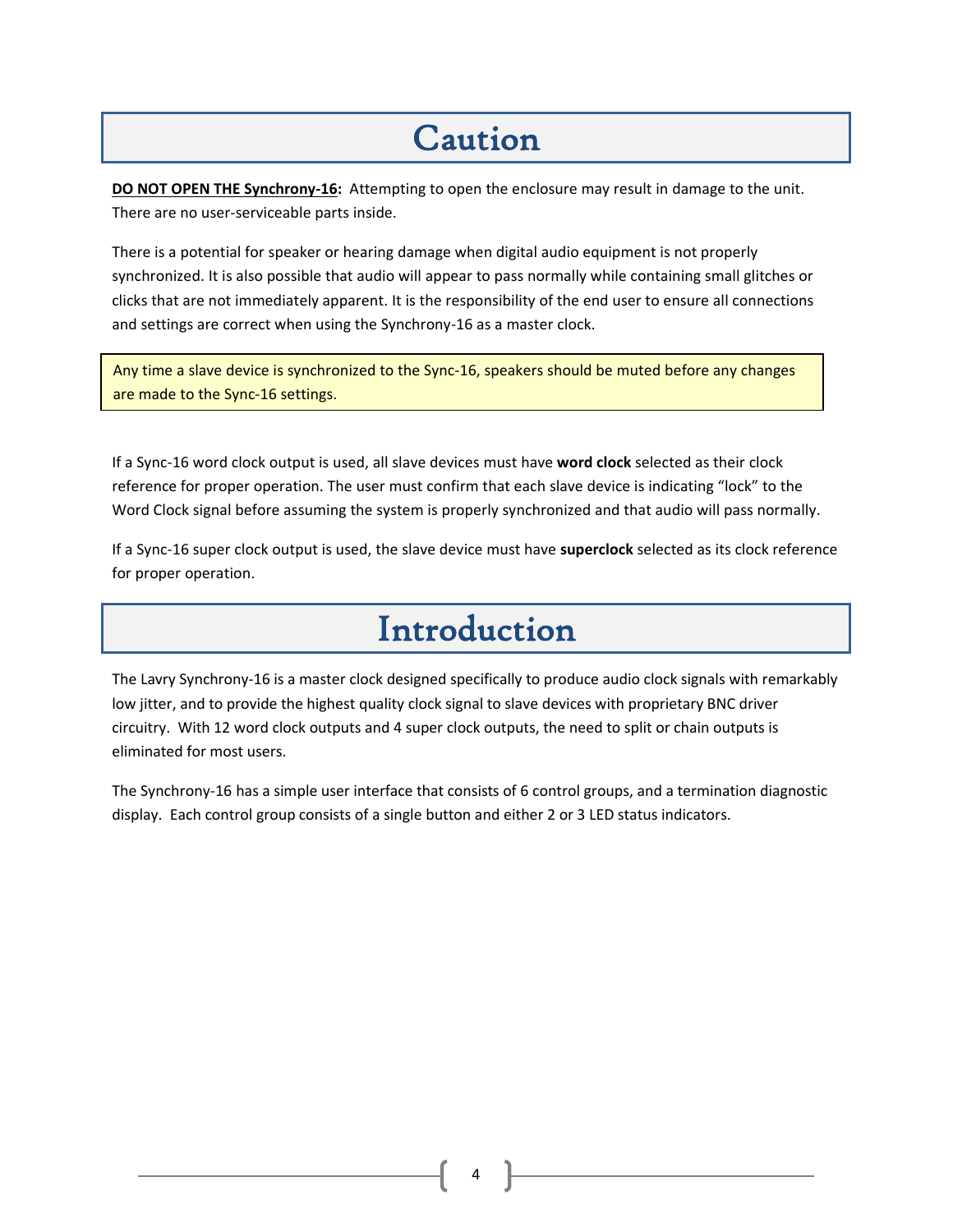# Caution

**DO NOT OPEN THE Synchrony-16:** Attempting to open the enclosure may result in damage to the unit. There are no user-serviceable parts inside.

There is a potential for speaker or hearing damage when digital audio equipment is not properly synchronized. It is also possible that audio will appear to pass normally while containing small glitches or clicks that are not immediately apparent. It is the responsibility of the end user to ensure all connections and settings are correct when using the Synchrony-16 as a master clock.

> Any time a slave device is synchronized to the Sync-16, speakers should be muted before any changes are made to the Sync-16 settings.

If a Sync-16 word clock output is used, all slave devices must have **word clock** selected as their clock reference for proper operation. The user must confirm that each slave device is indicating "lock" to the Word Clock signal before assuming the system is properly synchronized and that audio will pass normally.

If a Sync-16 super clock output is used, the slave device must have **superclock** selected as its clock reference for proper operation.

# Introduction

The Lavry Synchrony-16 is a master clock designed specifically to produce audio clock signals with remarkably low jitter, and to provide the highest quality clock signal to slave devices with proprietary BNC driver circuitry. With 12 word clock outputs and 4 super clock outputs, the need to split or chain outputs is eliminated for most users.

The Synchrony-16 has a simple user interface that consists of 6 control groups, and a termination diagnostic display. Each control group consists of a single button and either 2 or 3 LED status indicators.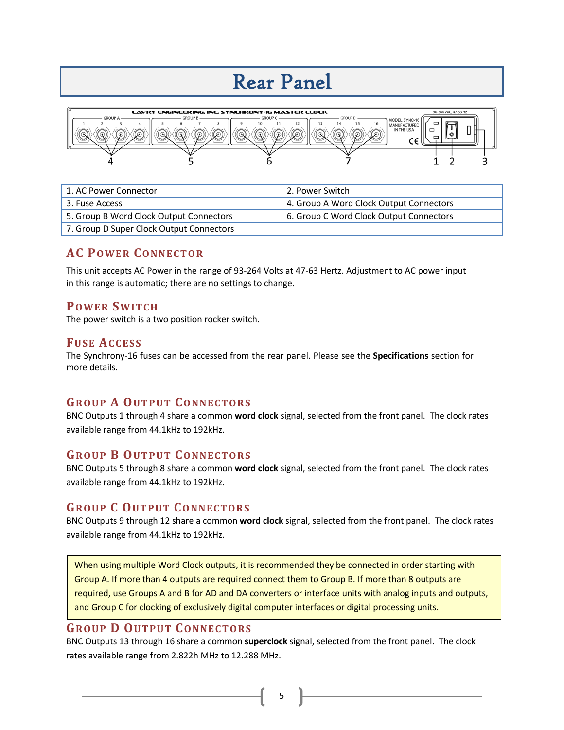# Rear Panel

| 1. AC Power Connector | 2. Power Switch |
|---|---|
| 3. Fuse Access | 4. Group A Word Clock Output Connectors |
| 5. Group B Word Clock Output Connectors | 6. Group C Word Clock Output Connectors |
| 7. Group D Super Clock Output Connectors | |

## AC Power Connector

This unit accepts AC Power in the range of 93-264 Volts at 47-63 Hertz. Adjustment to AC power input in this range is automatic; there are no settings to change.

## Power Switch

The power switch is a two position rocker switch.

## Fuse Access

The Synchrony-16 fuses can be accessed from the rear panel. Please see the **Specifications** section for more details.

## Group A Output Connectors

BNC Outputs 1 through 4 share a common **word clock** signal, selected from the front panel. The clock rates available range from 44.1kHz to 192kHz.

## Group B Output Connectors

BNC Outputs 5 through 8 share a common **word clock** signal, selected from the front panel. The clock rates available range from 44.1kHz to 192kHz.

## Group C Output Connectors

BNC Outputs 9 through 12 share a common **word clock** signal, selected from the front panel. The clock rates available range from 44.1kHz to 192kHz.

> When using multiple Word Clock outputs, it is recommended they be connected in order starting with Group A. If more than 4 outputs are required connect them to Group B. If more than 8 outputs are required, use Groups A and B for AD and DA converters or interface units with analog inputs and outputs, and Group C for clocking of exclusively digital computer interfaces or digital processing units.

## Group D Output Connectors

BNC Outputs 13 through 16 share a common **superclock** signal, selected from the front panel. The clock rates available range from 2.822h MHz to 12.288 MHz.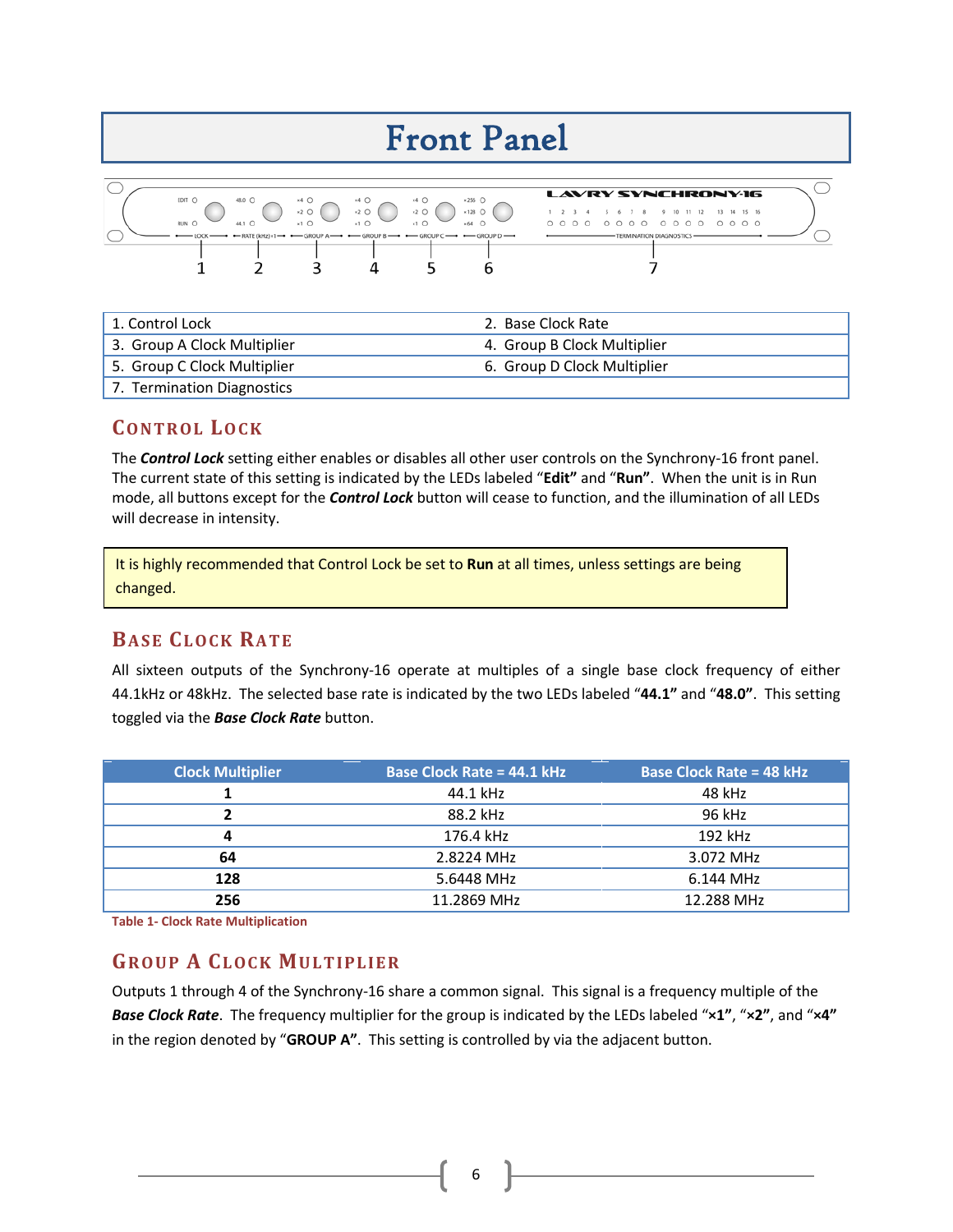# Front Panel

| 1. Control Lock | 2. Base Clock Rate |
|---|---|
| 3. Group A Clock Multiplier | 4. Group B Clock Multiplier |
| 5. Group C Clock Multiplier | 6. Group D Clock Multiplier |
| 7. Termination Diagnostics | |

## Control Lock

The ***Control Lock*** setting either enables or disables all other user controls on the Synchrony-16 front panel. The current state of this setting is indicated by the LEDs labeled "**Edit**" and "**Run**". When the unit is in Run mode, all buttons except for the ***Control Lock*** button will cease to function, and the illumination of all LEDs will decrease in intensity.

It is highly recommended that Control Lock be set to **Run** at all times, unless settings are being changed.

## Base Clock Rate

All sixteen outputs of the Synchrony-16 operate at multiples of a single base clock frequency of either 44.1kHz or 48kHz. The selected base rate is indicated by the two LEDs labeled "**44.1**" and "**48.0**". This setting toggled via the ***Base Clock Rate*** button.

| Clock Multiplier | Base Clock Rate = 44.1 kHz | Base Clock Rate = 48 kHz |
|---|---|---|
| **1** | 44.1 kHz | 48 kHz |
| **2** | 88.2 kHz | 96 kHz |
| **4** | 176.4 kHz | 192 kHz |
| **64** | 2.8224 MHz | 3.072 MHz |
| **128** | 5.6448 MHz | 6.144 MHz |
| **256** | 11.2869 MHz | 12.288 MHz |

**Table 1- Clock Rate Multiplication**

## Group A Clock Multiplier

Outputs 1 through 4 of the Synchrony-16 share a common signal. This signal is a frequency multiple of the ***Base Clock Rate***. The frequency multiplier for the group is indicated by the LEDs labeled "**×1**", "**×2**", and "**×4**" in the region denoted by "**GROUP A**". This setting is controlled by via the adjacent button.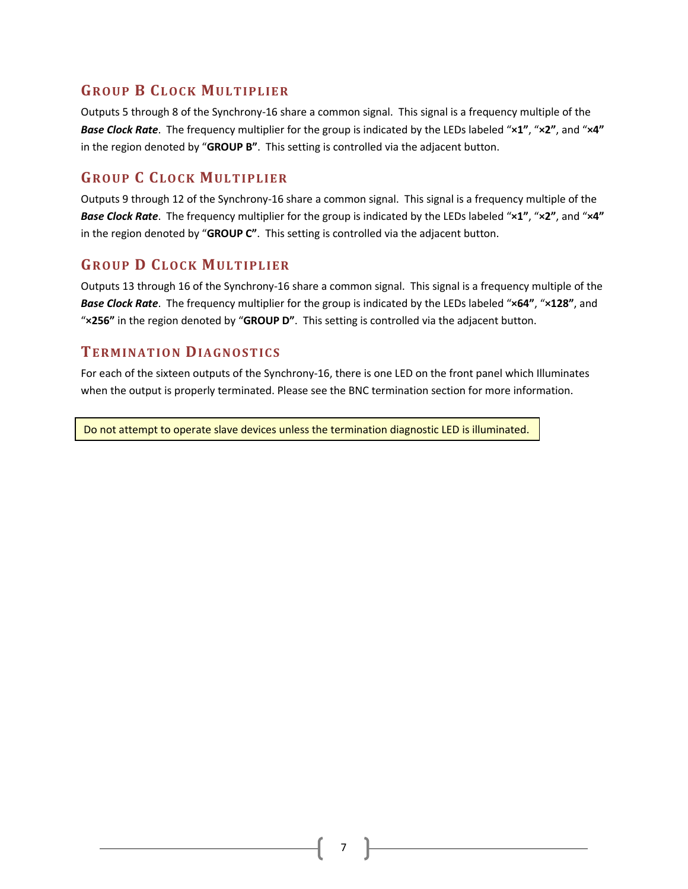## Group B Clock Multiplier

Outputs 5 through 8 of the Synchrony-16 share a common signal. This signal is a frequency multiple of the ***Base Clock Rate***. The frequency multiplier for the group is indicated by the LEDs labeled "**×1**", "**×2**", and "**×4**" in the region denoted by "**GROUP B**". This setting is controlled via the adjacent button.

## Group C Clock Multiplier

Outputs 9 through 12 of the Synchrony-16 share a common signal. This signal is a frequency multiple of the ***Base Clock Rate***. The frequency multiplier for the group is indicated by the LEDs labeled "**×1**", "**×2**", and "**×4**" in the region denoted by "**GROUP C**". This setting is controlled via the adjacent button.

## Group D Clock Multiplier

Outputs 13 through 16 of the Synchrony-16 share a common signal. This signal is a frequency multiple of the ***Base Clock Rate***. The frequency multiplier for the group is indicated by the LEDs labeled "**×64**", "**×128**", and "**×256**" in the region denoted by "**GROUP D**". This setting is controlled via the adjacent button.

## Termination Diagnostics

For each of the sixteen outputs of the Synchrony-16, there is one LED on the front panel which Illuminates when the output is properly terminated. Please see the BNC termination section for more information.

> Do not attempt to operate slave devices unless the termination diagnostic LED is illuminated.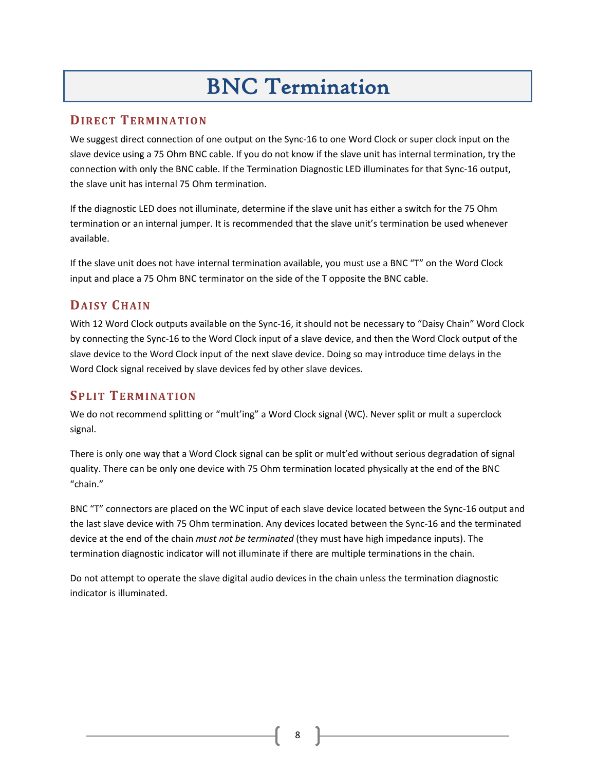# BNC Termination

## Direct Termination

We suggest direct connection of one output on the Sync-16 to one Word Clock or super clock input on the slave device using a 75 Ohm BNC cable. If you do not know if the slave unit has internal termination, try the connection with only the BNC cable. If the Termination Diagnostic LED illuminates for that Sync-16 output, the slave unit has internal 75 Ohm termination.

If the diagnostic LED does not illuminate, determine if the slave unit has either a switch for the 75 Ohm termination or an internal jumper. It is recommended that the slave unit's termination be used whenever available.

If the slave unit does not have internal termination available, you must use a BNC "T" on the Word Clock input and place a 75 Ohm BNC terminator on the side of the T opposite the BNC cable.

## Daisy Chain

With 12 Word Clock outputs available on the Sync-16, it should not be necessary to "Daisy Chain" Word Clock by connecting the Sync-16 to the Word Clock input of a slave device, and then the Word Clock output of the slave device to the Word Clock input of the next slave device. Doing so may introduce time delays in the Word Clock signal received by slave devices fed by other slave devices.

## Split Termination

We do not recommend splitting or "mult'ing" a Word Clock signal (WC). Never split or mult a superclock signal.

There is only one way that a Word Clock signal can be split or mult'ed without serious degradation of signal quality. There can be only one device with 75 Ohm termination located physically at the end of the BNC "chain."

BNC "T" connectors are placed on the WC input of each slave device located between the Sync-16 output and the last slave device with 75 Ohm termination. Any devices located between the Sync-16 and the terminated device at the end of the chain *must not be terminated* (they must have high impedance inputs). The termination diagnostic indicator will not illuminate if there are multiple terminations in the chain.

Do not attempt to operate the slave digital audio devices in the chain unless the termination diagnostic indicator is illuminated.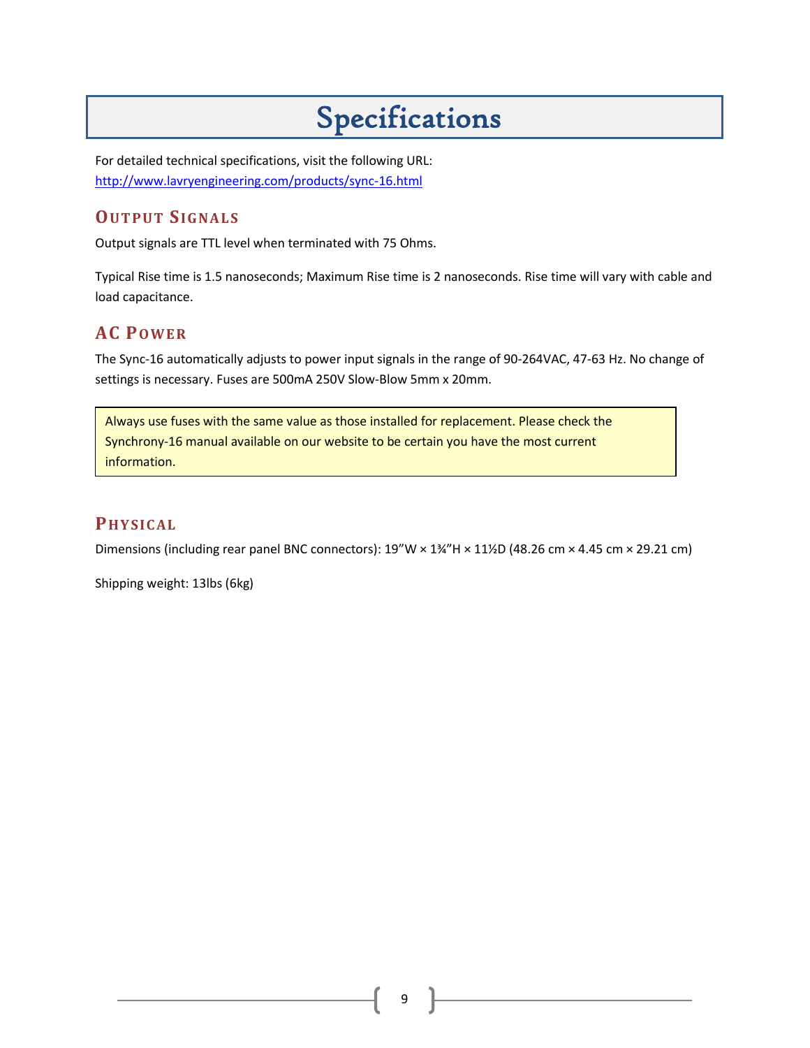# Specifications

For detailed technical specifications, visit the following URL:
[http://www.lavryengineering.com/products/sync-16.html](http://www.lavryengineering.com/products/sync-16.html)

## Output Signals

Output signals are TTL level when terminated with 75 Ohms.

Typical Rise time is 1.5 nanoseconds; Maximum Rise time is 2 nanoseconds. Rise time will vary with cable and load capacitance.

## AC Power

The Sync-16 automatically adjusts to power input signals in the range of 90-264VAC, 47-63 Hz. No change of settings is necessary. Fuses are 500mA 250V Slow-Blow 5mm x 20mm.

> Always use fuses with the same value as those installed for replacement. Please check the Synchrony-16 manual available on our website to be certain you have the most current information.

## Physical

Dimensions (including rear panel BNC connectors): 19”W × 1¾”H × 11½D (48.26 cm × 4.45 cm × 29.21 cm)

Shipping weight: 13lbs (6kg)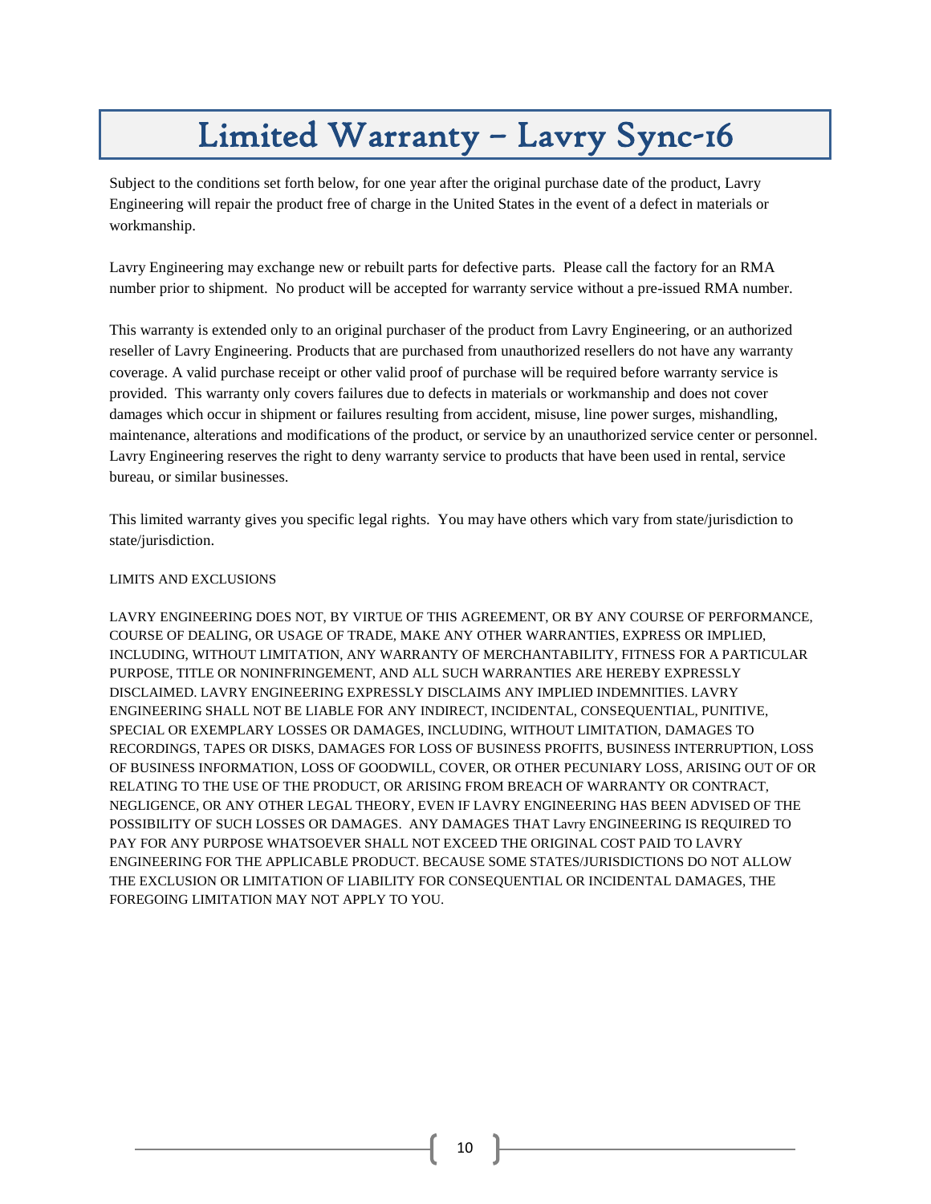# Limited Warranty – Lavry Sync-16

Subject to the conditions set forth below, for one year after the original purchase date of the product, Lavry Engineering will repair the product free of charge in the United States in the event of a defect in materials or workmanship.

Lavry Engineering may exchange new or rebuilt parts for defective parts. Please call the factory for an RMA number prior to shipment. No product will be accepted for warranty service without a pre-issued RMA number.

This warranty is extended only to an original purchaser of the product from Lavry Engineering, or an authorized reseller of Lavry Engineering. Products that are purchased from unauthorized resellers do not have any warranty coverage. A valid purchase receipt or other valid proof of purchase will be required before warranty service is provided. This warranty only covers failures due to defects in materials or workmanship and does not cover damages which occur in shipment or failures resulting from accident, misuse, line power surges, mishandling, maintenance, alterations and modifications of the product, or service by an unauthorized service center or personnel. Lavry Engineering reserves the right to deny warranty service to products that have been used in rental, service bureau, or similar businesses.

This limited warranty gives you specific legal rights. You may have others which vary from state/jurisdiction to state/jurisdiction.

LIMITS AND EXCLUSIONS

LAVRY ENGINEERING DOES NOT, BY VIRTUE OF THIS AGREEMENT, OR BY ANY COURSE OF PERFORMANCE, COURSE OF DEALING, OR USAGE OF TRADE, MAKE ANY OTHER WARRANTIES, EXPRESS OR IMPLIED, INCLUDING, WITHOUT LIMITATION, ANY WARRANTY OF MERCHANTABILITY, FITNESS FOR A PARTICULAR PURPOSE, TITLE OR NONINFRINGEMENT, AND ALL SUCH WARRANTIES ARE HEREBY EXPRESSLY DISCLAIMED. LAVRY ENGINEERING EXPRESSLY DISCLAIMS ANY IMPLIED INDEMNITIES. LAVRY ENGINEERING SHALL NOT BE LIABLE FOR ANY INDIRECT, INCIDENTAL, CONSEQUENTIAL, PUNITIVE, SPECIAL OR EXEMPLARY LOSSES OR DAMAGES, INCLUDING, WITHOUT LIMITATION, DAMAGES TO RECORDINGS, TAPES OR DISKS, DAMAGES FOR LOSS OF BUSINESS PROFITS, BUSINESS INTERRUPTION, LOSS OF BUSINESS INFORMATION, LOSS OF GOODWILL, COVER, OR OTHER PECUNIARY LOSS, ARISING OUT OF OR RELATING TO THE USE OF THE PRODUCT, OR ARISING FROM BREACH OF WARRANTY OR CONTRACT, NEGLIGENCE, OR ANY OTHER LEGAL THEORY, EVEN IF LAVRY ENGINEERING HAS BEEN ADVISED OF THE POSSIBILITY OF SUCH LOSSES OR DAMAGES. ANY DAMAGES THAT Lavry ENGINEERING IS REQUIRED TO PAY FOR ANY PURPOSE WHATSOEVER SHALL NOT EXCEED THE ORIGINAL COST PAID TO LAVRY ENGINEERING FOR THE APPLICABLE PRODUCT. BECAUSE SOME STATES/JURISDICTIONS DO NOT ALLOW THE EXCLUSION OR LIMITATION OF LIABILITY FOR CONSEQUENTIAL OR INCIDENTAL DAMAGES, THE FOREGOING LIMITATION MAY NOT APPLY TO YOU.